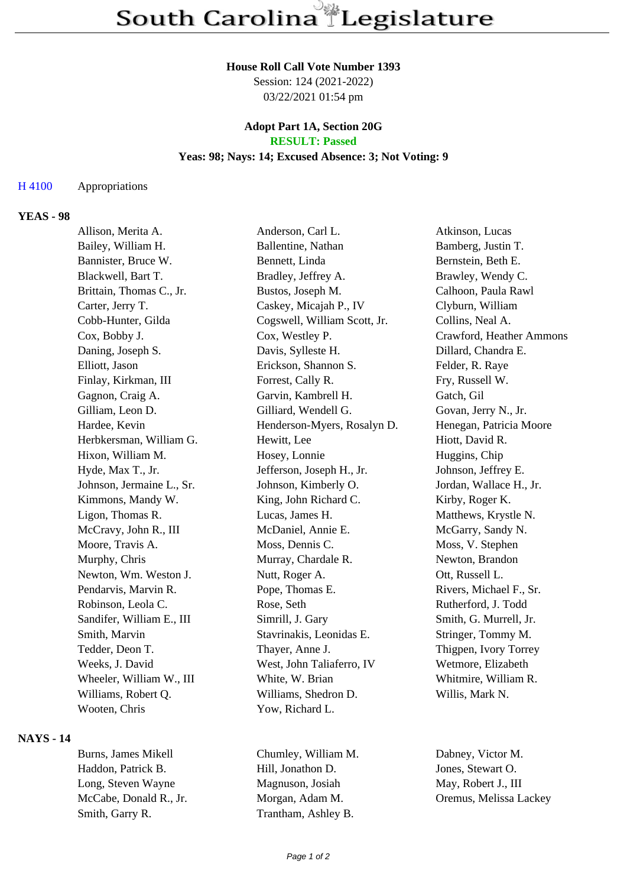# South Carolina Legislature

**House Roll Call Vote Number 1393**
Session: 124 (2021-2022)
03/22/2021 01:54 pm

**Adopt Part 1A, Section 20G**
**RESULT: Passed**
**Yeas: 98; Nays: 14; Excused Absence: 3; Not Voting: 9**

H 4100 Appropriations

## YEAS - 98

| | | |
|---|---|---|
| Allison, Merita A. | Anderson, Carl L. | Atkinson, Lucas |
| Bailey, William H. | Ballentine, Nathan | Bamberg, Justin T. |
| Bannister, Bruce W. | Bennett, Linda | Bernstein, Beth E. |
| Blackwell, Bart T. | Bradley, Jeffrey A. | Brawley, Wendy C. |
| Brittain, Thomas C., Jr. | Bustos, Joseph M. | Calhoon, Paula Rawl |
| Carter, Jerry T. | Caskey, Micajah P., IV | Clyburn, William |
| Cobb-Hunter, Gilda | Cogswell, William Scott, Jr. | Collins, Neal A. |
| Cox, Bobby J. | Cox, Westley P. | Crawford, Heather Ammons |
| Daning, Joseph S. | Davis, Sylleste H. | Dillard, Chandra E. |
| Elliott, Jason | Erickson, Shannon S. | Felder, R. Raye |
| Finlay, Kirkman, III | Forrest, Cally R. | Fry, Russell W. |
| Gagnon, Craig A. | Garvin, Kambrell H. | Gatch, Gil |
| Gilliam, Leon D. | Gilliard, Wendell G. | Govan, Jerry N., Jr. |
| Hardee, Kevin | Henderson-Myers, Rosalyn D. | Henegan, Patricia Moore |
| Herbkersman, William G. | Hewitt, Lee | Hiott, David R. |
| Hixon, William M. | Hosey, Lonnie | Huggins, Chip |
| Hyde, Max T., Jr. | Jefferson, Joseph H., Jr. | Johnson, Jeffrey E. |
| Johnson, Jermaine L., Sr. | Johnson, Kimberly O. | Jordan, Wallace H., Jr. |
| Kimmons, Mandy W. | King, John Richard C. | Kirby, Roger K. |
| Ligon, Thomas R. | Lucas, James H. | Matthews, Krystle N. |
| McCravy, John R., III | McDaniel, Annie E. | McGarry, Sandy N. |
| Moore, Travis A. | Moss, Dennis C. | Moss, V. Stephen |
| Murphy, Chris | Murray, Chardale R. | Newton, Brandon |
| Newton, Wm. Weston J. | Nutt, Roger A. | Ott, Russell L. |
| Pendarvis, Marvin R. | Pope, Thomas E. | Rivers, Michael F., Sr. |
| Robinson, Leola C. | Rose, Seth | Rutherford, J. Todd |
| Sandifer, William E., III | Simrill, J. Gary | Smith, G. Murrell, Jr. |
| Smith, Marvin | Stavrinakis, Leonidas E. | Stringer, Tommy M. |
| Tedder, Deon T. | Thayer, Anne J. | Thigpen, Ivory Torrey |
| Weeks, J. David | West, John Taliaferro, IV | Wetmore, Elizabeth |
| Wheeler, William W., III | White, W. Brian | Whitmire, William R. |
| Williams, Robert Q. | Williams, Shedron D. | Willis, Mark N. |
| Wooten, Chris | Yow, Richard L. | |

## NAYS - 14

| | | |
|---|---|---|
| Burns, James Mikell | Chumley, William M. | Dabney, Victor M. |
| Haddon, Patrick B. | Hill, Jonathon D. | Jones, Stewart O. |
| Long, Steven Wayne | Magnuson, Josiah | May, Robert J., III |
| McCabe, Donald R., Jr. | Morgan, Adam M. | Oremus, Melissa Lackey |
| Smith, Garry R. | Trantham, Ashley B. | |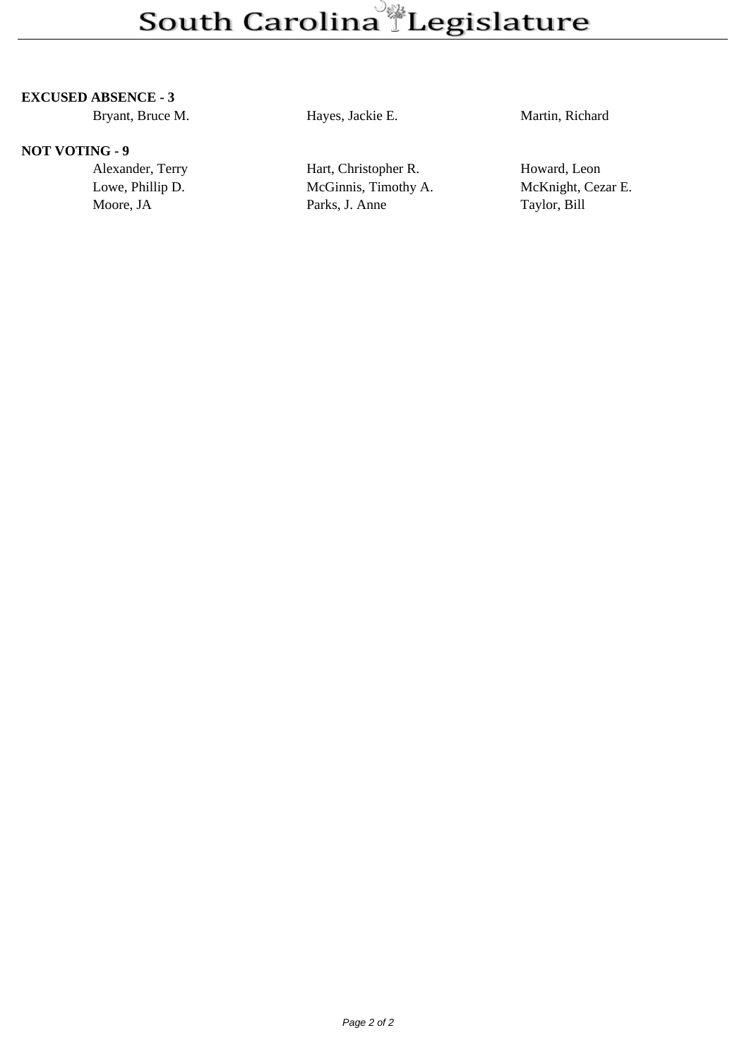**EXCUSED ABSENCE - 3**

| | | |
|---|---|---|
| Bryant, Bruce M. | Hayes, Jackie E. | Martin, Richard |

**NOT VOTING - 9**

| | | |
|---|---|---|
| Alexander, Terry | Hart, Christopher R. | Howard, Leon |
| Lowe, Phillip D. | McGinnis, Timothy A. | McKnight, Cezar E. |
| Moore, JA | Parks, J. Anne | Taylor, Bill |